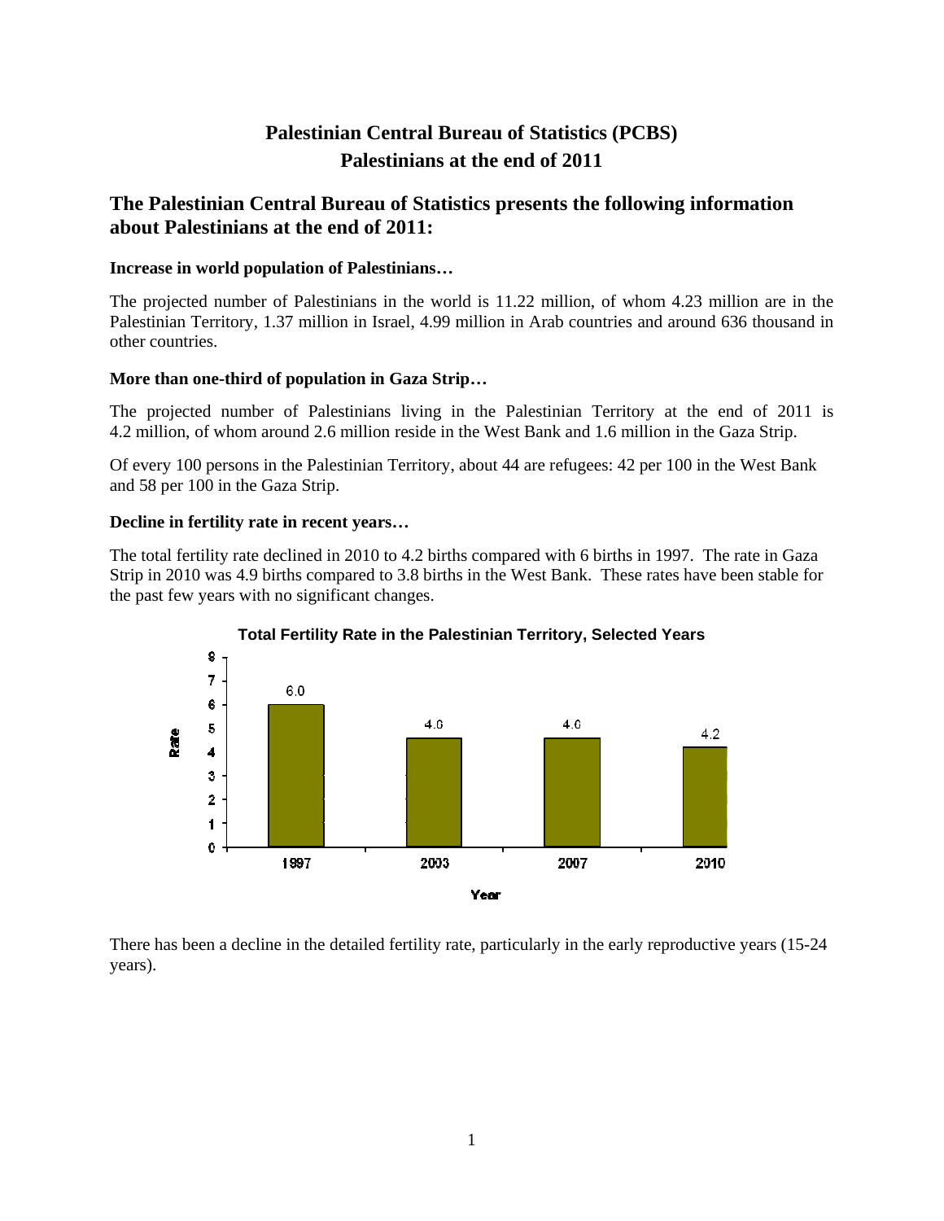# Palestinian Central Bureau of Statistics (PCBS)
# Palestinians at the end of 2011

## The Palestinian Central Bureau of Statistics presents the following information about Palestinians at the end of 2011:

**Increase in world population of Palestinians…**

The projected number of Palestinians in the world is 11.22 million, of whom 4.23 million are in the Palestinian Territory, 1.37 million in Israel, 4.99 million in Arab countries and around 636 thousand in other countries.

**More than one-third of population in Gaza Strip…**

The projected number of Palestinians living in the Palestinian Territory at the end of 2011 is 4.2 million, of whom around 2.6 million reside in the West Bank and 1.6 million in the Gaza Strip.

Of every 100 persons in the Palestinian Territory, about 44 are refugees: 42 per 100 in the West Bank and 58 per 100 in the Gaza Strip.

**Decline in fertility rate in recent years…**

The total fertility rate declined in 2010 to 4.2 births compared with 6 births in 1997. The rate in Gaza Strip in 2010 was 4.9 births compared to 3.8 births in the West Bank. These rates have been stable for the past few years with no significant changes.

**Total Fertility Rate in the Palestinian Territory, Selected Years**

| Year | Rate |
|---|---|
| 1997 | 6.0 |
| 2003 | 4.6 |
| 2007 | 4.6 |
| 2010 | 4.2 |

There has been a decline in the detailed fertility rate, particularly in the early reproductive years (15-24 years).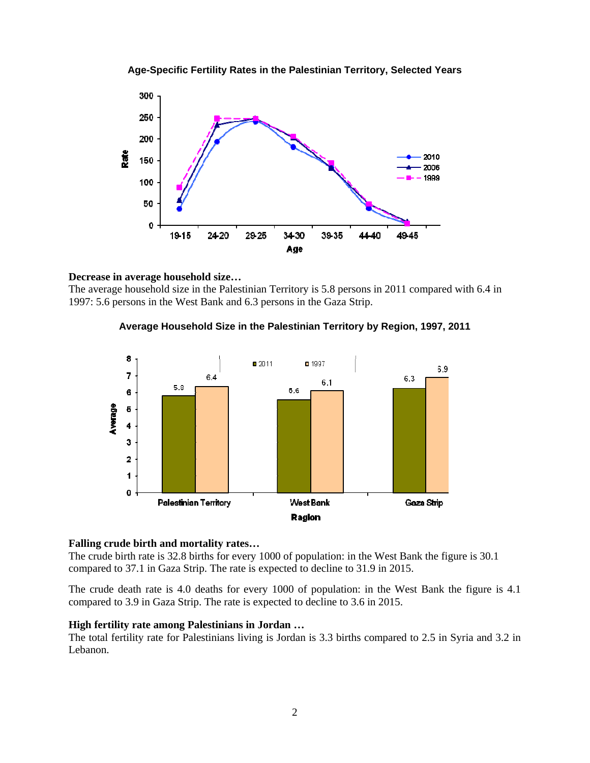**Age-Specific Fertility Rates in the Palestinian Territory, Selected Years**

**Decrease in average household size…**

The average household size in the Palestinian Territory is 5.8 persons in 2011 compared with 6.4 in 1997: 5.6 persons in the West Bank and 6.3 persons in the Gaza Strip.

**Average Household Size in the Palestinian Territory by Region, 1997, 2011**

**Falling crude birth and mortality rates…**

The crude birth rate is 32.8 births for every 1000 of population: in the West Bank the figure is 30.1 compared to 37.1 in Gaza Strip. The rate is expected to decline to 31.9 in 2015.

The crude death rate is 4.0 deaths for every 1000 of population: in the West Bank the figure is 4.1 compared to 3.9 in Gaza Strip. The rate is expected to decline to 3.6 in 2015.

**High fertility rate among Palestinians in Jordan …**

The total fertility rate for Palestinians living is Jordan is 3.3 births compared to 2.5 in Syria and 3.2 in Lebanon.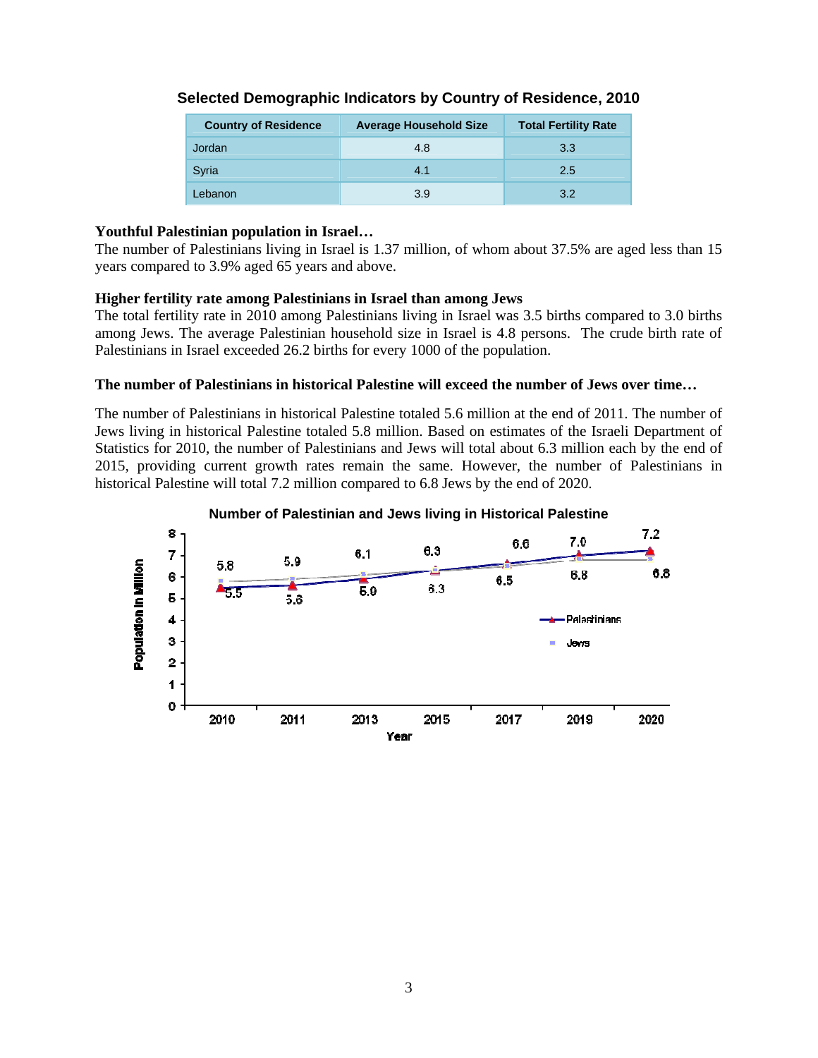### Selected Demographic Indicators by Country of Residence, 2010

| Country of Residence | Average Household Size | Total Fertility Rate |
| --- | --- | --- |
| Jordan | 4.8 | 3.3 |
| Syria | 4.1 | 2.5 |
| Lebanon | 3.9 | 3.2 |

**Youthful Palestinian population in Israel…**

The number of Palestinians living in Israel is 1.37 million, of whom about 37.5% are aged less than 15 years compared to 3.9% aged 65 years and above.

**Higher fertility rate among Palestinians in Israel than among Jews**

The total fertility rate in 2010 among Palestinians living in Israel was 3.5 births compared to 3.0 births among Jews. The average Palestinian household size in Israel is 4.8 persons. The crude birth rate of Palestinians in Israel exceeded 26.2 births for every 1000 of the population.

**The number of Palestinians in historical Palestine will exceed the number of Jews over time…**

The number of Palestinians in historical Palestine totaled 5.6 million at the end of 2011. The number of Jews living in historical Palestine totaled 5.8 million. Based on estimates of the Israeli Department of Statistics for 2010, the number of Palestinians and Jews will total about 6.3 million each by the end of 2015, providing current growth rates remain the same. However, the number of Palestinians in historical Palestine will total 7.2 million compared to 6.8 Jews by the end of 2020.

**Number of Palestinian and Jews living in Historical Palestine**

Population in Million

0
1
2
3
4
5
6
7
8

Year

2010
2011
2013
2015
2017
2019
2020

Palastinians
Jews

5.8
5.9
6.1
6.3
6.6
7.0
7.2

5.5
5.6
5.9
6.3
6.5
6.8
6.8